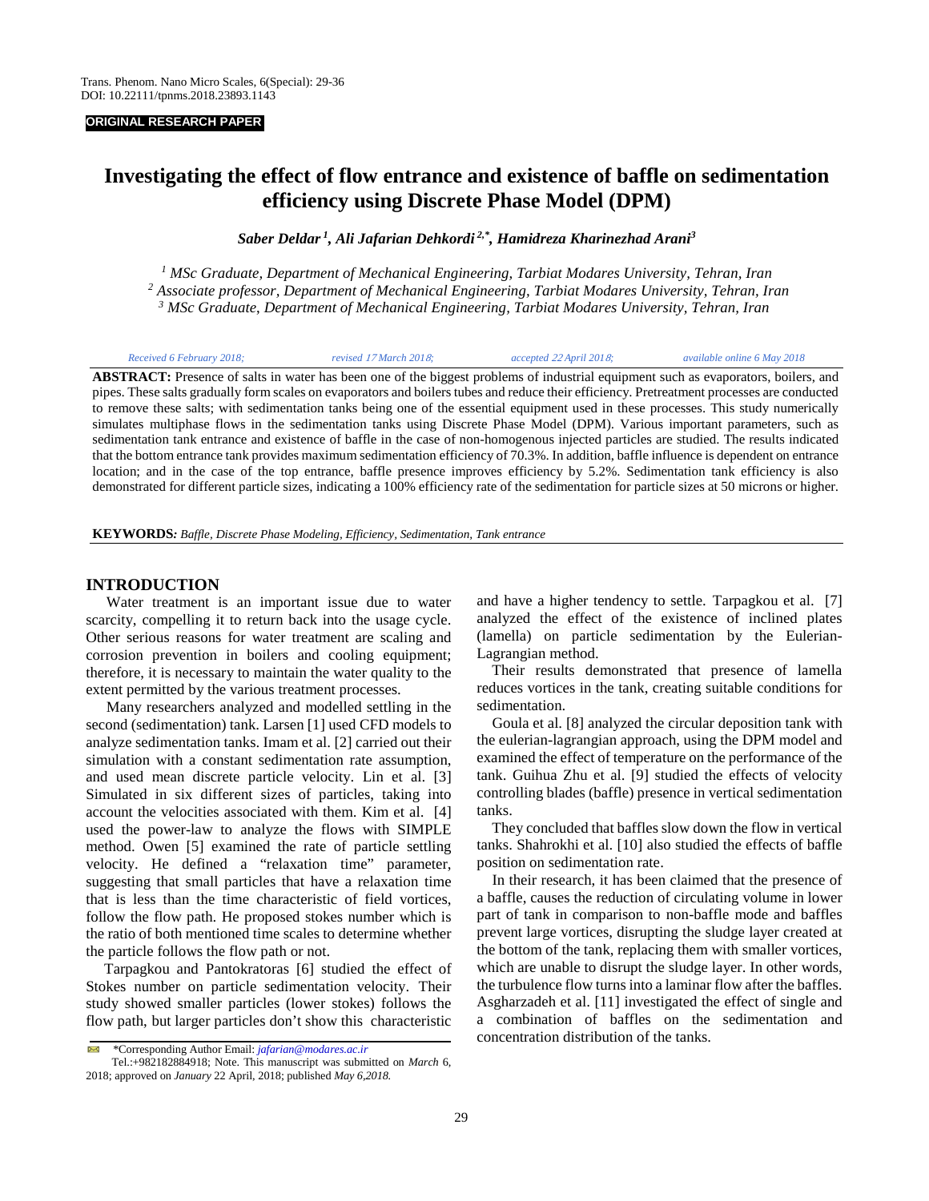ORIGINAL RESEARCH PAPER

# Investigating the effect of flow entrance and existence of baffle on sedimentation efficiency using Discrete Phase Model (DPM)

***Saber Deldar [1], Ali Jafarian Dehkordi [2,*], Hamidreza Kharinezhad Arani[3]***

*[1] MSc Graduate, Department of Mechanical Engineering, Tarbiat Modares University, Tehran, Iran*
*[2] Associate professor, Department of Mechanical Engineering, Tarbiat Modares University, Tehran, Iran*
*[3] MSc Graduate, Department of Mechanical Engineering, Tarbiat Modares University, Tehran, Iran*

*Received 6 February 2018; revised 17 March 2018; accepted 22 April 2018; available online 6 May 2018*

**ABSTRACT:** Presence of salts in water has been one of the biggest problems of industrial equipment such as evaporators, boilers, and pipes. These salts gradually form scales on evaporators and boilers tubes and reduce their efficiency. Pretreatment processes are conducted to remove these salts; with sedimentation tanks being one of the essential equipment used in these processes. This study numerically simulates multiphase flows in the sedimentation tanks using Discrete Phase Model (DPM). Various important parameters, such as sedimentation tank entrance and existence of baffle in the case of non-homogenous injected particles are studied. The results indicated that the bottom entrance tank provides maximum sedimentation efficiency of 70.3%. In addition, baffle influence is dependent on entrance location; and in the case of the top entrance, baffle presence improves efficiency by 5.2%. Sedimentation tank efficiency is also demonstrated for different particle sizes, indicating a 100% efficiency rate of the sedimentation for particle sizes at 50 microns or higher.

**KEYWORDS:** *Baffle, Discrete Phase Modeling, Efficiency, Sedimentation, Tank entrance*

## INTRODUCTION

Water treatment is an important issue due to water scarcity, compelling it to return back into the usage cycle. Other serious reasons for water treatment are scaling and corrosion prevention in boilers and cooling equipment; therefore, it is necessary to maintain the water quality to the extent permitted by the various treatment processes.

Many researchers analyzed and modelled settling in the second (sedimentation) tank. Larsen [1] used CFD models to analyze sedimentation tanks. Imam et al. [2] carried out their simulation with a constant sedimentation rate assumption, and used mean discrete particle velocity. Lin et al. [3] Simulated in six different sizes of particles, taking into account the velocities associated with them. Kim et al. [4] used the power-law to analyze the flows with SIMPLE method. Owen [5] examined the rate of particle settling velocity. He defined a "relaxation time" parameter, suggesting that small particles that have a relaxation time that is less than the time characteristic of field vortices, follow the flow path. He proposed stokes number which is the ratio of both mentioned time scales to determine whether the particle follows the flow path or not.

Tarpagkou and Pantokratoras [6] studied the effect of Stokes number on particle sedimentation velocity. Their study showed smaller particles (lower stokes) follows the flow path, but larger particles don't show this characteristic and have a higher tendency to settle. Tarpagkou et al. [7] analyzed the effect of the existence of inclined plates (lamella) on particle sedimentation by the Eulerian-Lagrangian method.

Their results demonstrated that presence of lamella reduces vortices in the tank, creating suitable conditions for sedimentation.

Goula et al. [8] analyzed the circular deposition tank with the eulerian-lagrangian approach, using the DPM model and examined the effect of temperature on the performance of the tank. Guihua Zhu et al. [9] studied the effects of velocity controlling blades (baffle) presence in vertical sedimentation tanks.

They concluded that baffles slow down the flow in vertical tanks. Shahrokhi et al. [10] also studied the effects of baffle position on sedimentation rate.

In their research, it has been claimed that the presence of a baffle, causes the reduction of circulating volume in lower part of tank in comparison to non-baffle mode and baffles prevent large vortices, disrupting the sludge layer created at the bottom of the tank, replacing them with smaller vortices, which are unable to disrupt the sludge layer. In other words, the turbulence flow turns into a laminar flow after the baffles. Asgharzadeh et al. [11] investigated the effect of single and a combination of baffles on the sedimentation and concentration distribution of the tanks.

*Corresponding Author Email: *jafarian@modares.ac.ir*
Tel.:+982182884918; Note. This manuscript was submitted on *March* 6, 2018; approved on *January* 22 April, 2018; published *May 6,2018.*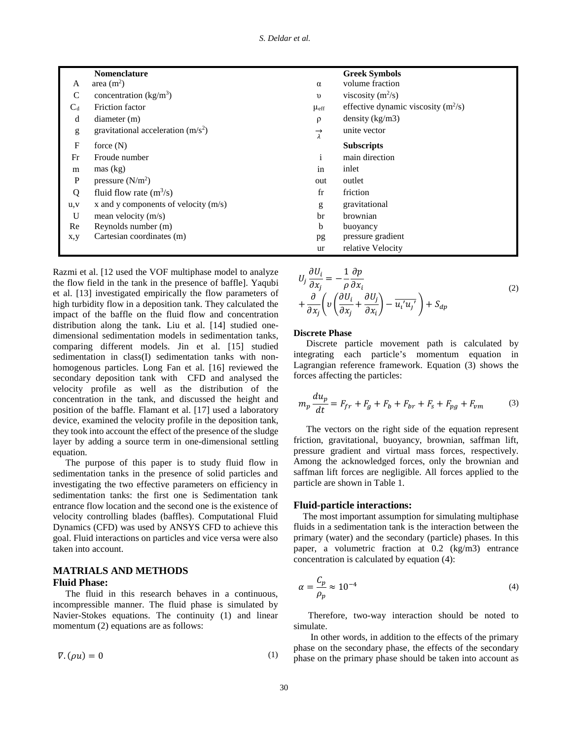| | Nomenclature | | Greek Symbols |
|---|---|---|---|
| A | area ($m^2$) | $\alpha$ | volume fraction |
| C | concentration ($kg/m^3$) | $\upsilon$ | viscosity ($m^2/s$) |
| $C_d$ | Friction factor | $\mu_{eff}$ | effective dynamic viscosity ($m^2/s$) |
| d | diameter (m) | $\rho$ | density (kg/m3) |
| g | gravitational acceleration ($m/s^2$) | $\vec{\lambda}$ | unite vector |
| F | force (N) | | **Subscripts** |
| Fr | Froude number | i | main direction |
| m | mas (kg) | in | inlet |
| P | pressure ($N/m^2$) | out | outlet |
| Q | fluid flow rate ($m^3/s$) | fr | friction |
| u,v | x and y components of velocity (m/s) | g | gravitational |
| U | mean velocity (m/s) | br | brownian |
| Re | Reynolds number (m) | b | buoyancy |
| x,y | Cartesian coordinates (m) | pg | pressure gradient |
| | | ur | relative Velocity |

Razmi et al. [12 used the VOF multiphase model to analyze the flow field in the tank in the presence of baffle]. Yaqubi et al. [13] investigated empirically the flow parameters of high turbidity flow in a deposition tank. They calculated the impact of the baffle on the fluid flow and concentration distribution along the tank. Liu et al. [14] studied one-dimensional sedimentation models in sedimentation tanks, comparing different models. Jin et al. [15] studied sedimentation in class(I) sedimentation tanks with non-homogenous particles. Long Fan et al. [16] reviewed the secondary deposition tank with CFD and analysed the velocity profile as well as the distribution of the concentration in the tank, and discussed the height and position of the baffle. Flamant et al. [17] used a laboratory device, examined the velocity profile in the deposition tank, they took into account the effect of the presence of the sludge layer by adding a source term in one-dimensional settling equation.

The purpose of this paper is to study fluid flow in sedimentation tanks in the presence of solid particles and investigating the two effective parameters on efficiency in sedimentation tanks: the first one is Sedimentation tank entrance flow location and the second one is the existence of velocity controlling blades (baffles). Computational Fluid Dynamics (CFD) was used by ANSYS CFD to achieve this goal. Fluid interactions on particles and vice versa were also taken into account.

## MATRIALS AND METHODS

### Fluid Phase:

The fluid in this research behaves in a continuous, incompressible manner. The fluid phase is simulated by Navier-Stokes equations. The continuity (1) and linear momentum (2) equations are as follows:

$$\nabla.(\rho u) = 0 \tag{1}$$

$$U_j \frac{\partial U_i}{\partial x_j} = -\frac{1}{\rho}\frac{\partial p}{\partial x_i} + \frac{\partial}{\partial x_j}\left(\upsilon\left(\frac{\partial U_i}{\partial x_j} + \frac{\partial U_j}{\partial x_i}\right) - \overline{u_i' u_j'}\right) + S_{dp} \tag{2}$$

### Discrete Phase

Discrete particle movement path is calculated by integrating each particle's momentum equation in Lagrangian reference framework. Equation (3) shows the forces affecting the particles:

$$m_p \frac{du_p}{dt} = F_{fr} + F_g + F_b + F_{br} + F_s + F_{pg} + F_{vm} \tag{3}$$

The vectors on the right side of the equation represent friction, gravitational, buoyancy, brownian, saffman lift, pressure gradient and virtual mass forces, respectively. Among the acknowledged forces, only the brownian and saffman lift forces are negligible. All forces applied to the particle are shown in Table 1.

### Fluid-particle interactions:

The most important assumption for simulating multiphase fluids in a sedimentation tank is the interaction between the primary (water) and the secondary (particle) phases. In this paper, a volumetric fraction at 0.2 (kg/m3) entrance concentration is calculated by equation (4):

$$\alpha = \frac{C_p}{\rho_p} \approx 10^{-4} \tag{4}$$

Therefore, two-way interaction should be noted to simulate.

In other words, in addition to the effects of the primary phase on the secondary phase, the effects of the secondary phase on the primary phase should be taken into account as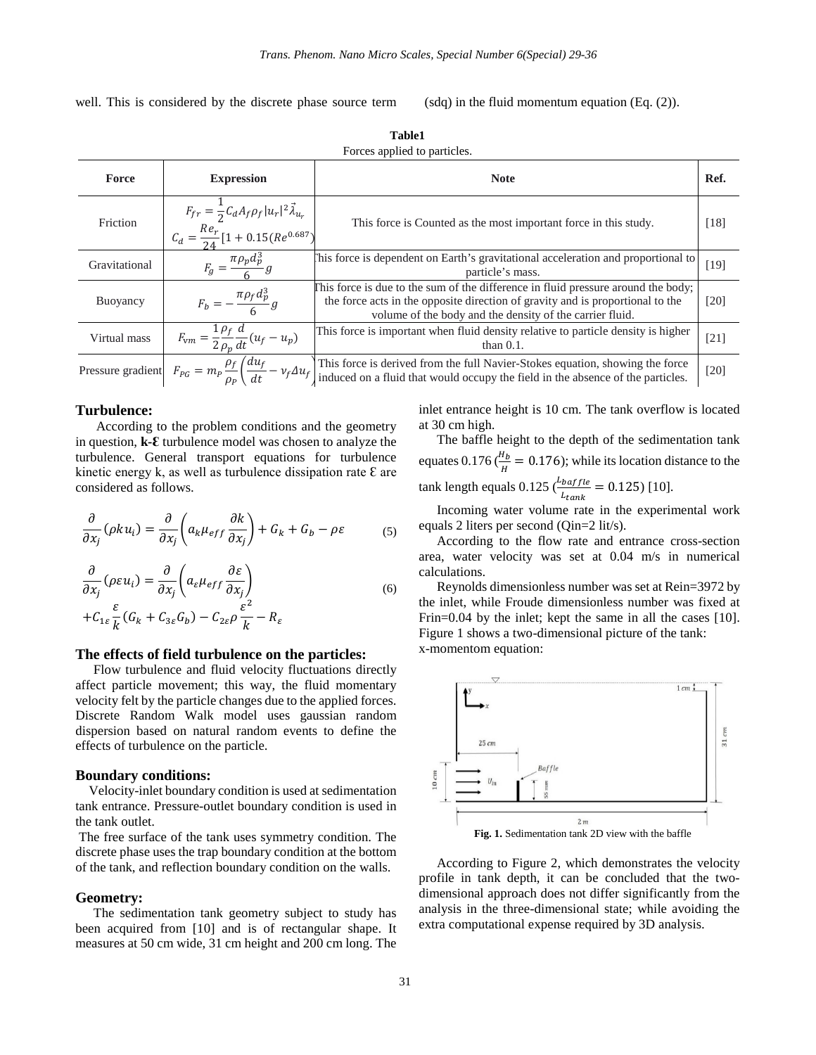well. This is considered by the discrete phase source term (sdq) in the fluid momentum equation (Eq. (2)).

**Table1**
Forces applied to particles.

| Force | Expression | Note | Ref. |
|---|---|---|---|
| Friction | $F_{fr} = \frac{1}{2} C_d A_f \rho_f \lvert u_r \rvert^2 \vec{\lambda}_{u_r}$ <br> $C_d = \frac{Re_r}{24}[1 + 0.15(Re^{0.687})$ | This force is Counted as the most important force in this study. | [18] |
| Gravitational | $F_g = \frac{\pi \rho_p d_p^3}{6} g$ | This force is dependent on Earth's gravitational acceleration and proportional to particle's mass. | [19] |
| Buoyancy | $F_b = -\frac{\pi \rho_f d_p^3}{6} g$ | This force is due to the sum of the difference in fluid pressure around the body; the force acts in the opposite direction of gravity and is proportional to the volume of the body and the density of the carrier fluid. | [20] |
| Virtual mass | $F_{vm} = \frac{1}{2} \frac{\rho_f}{\rho_p} \frac{d}{dt}(u_f - u_p)$ | This force is important when fluid density relative to particle density is higher than 0.1. | [21] |
| Pressure gradient | $F_{PG} = m_P \frac{\rho_f}{\rho_P} \left( \frac{du_f}{dt} - \nu_f \Delta u_f \right)$ | This force is derived from the full Navier-Stokes equation, showing the force induced on a fluid that would occupy the field in the absence of the particles. | [20] |

### Turbulence:

According to the problem conditions and the geometry in question, **k-Ɛ** turbulence model was chosen to analyze the turbulence. General transport equations for turbulence kinetic energy k, as well as turbulence dissipation rate Ɛ are considered as follows.

$$\frac{\partial}{\partial x_j}(\rho k u_i) = \frac{\partial}{\partial x_j}\left( a_k \mu_{eff} \frac{\partial k}{\partial x_j} \right) + G_k + G_b - \rho \varepsilon \tag{5}$$

$$\frac{\partial}{\partial x_j}(\rho \varepsilon u_i) = \frac{\partial}{\partial x_j}\left( a_\varepsilon \mu_{eff} \frac{\partial \varepsilon}{\partial x_j} \right) + C_{1\varepsilon} \frac{\varepsilon}{k}(G_k + C_{3\varepsilon} G_b) - C_{2\varepsilon} \rho \frac{\varepsilon^2}{k} - R_\varepsilon \tag{6}$$

### The effects of field turbulence on the particles:

Flow turbulence and fluid velocity fluctuations directly affect particle movement; this way, the fluid momentary velocity felt by the particle changes due to the applied forces. Discrete Random Walk model uses gaussian random dispersion based on natural random events to define the effects of turbulence on the particle.

### Boundary conditions:

Velocity-inlet boundary condition is used at sedimentation tank entrance. Pressure-outlet boundary condition is used in the tank outlet.

The free surface of the tank uses symmetry condition. The discrete phase uses the trap boundary condition at the bottom of the tank, and reflection boundary condition on the walls.

### Geometry:

The sedimentation tank geometry subject to study has been acquired from [10] and is of rectangular shape. It measures at 50 cm wide, 31 cm height and 200 cm long. The inlet entrance height is 10 cm. The tank overflow is located at 30 cm high.

The baffle height to the depth of the sedimentation tank equates 0.176 ($\frac{H_b}{H} = 0.176$); while its location distance to the tank length equals 0.125 ($\frac{L_{baffle}}{L_{tank}} = 0.125$) [10].

Incoming water volume rate in the experimental work equals 2 liters per second (Qin=2 lit/s).

According to the flow rate and entrance cross-section area, water velocity was set at 0.04 m/s in numerical calculations.

Reynolds dimensionless number was set at Rein=3972 by the inlet, while Froude dimensionless number was fixed at Frin=0.04 by the inlet; kept the same in all the cases [10]. Figure 1 shows a two-dimensional picture of the tank:
x-momentom equation:

**Fig. 1.** Sedimentation tank 2D view with the baffle

According to Figure 2, which demonstrates the velocity profile in tank depth, it can be concluded that the two-dimensional approach does not differ significantly from the analysis in the three-dimensional state; while avoiding the extra computational expense required by 3D analysis.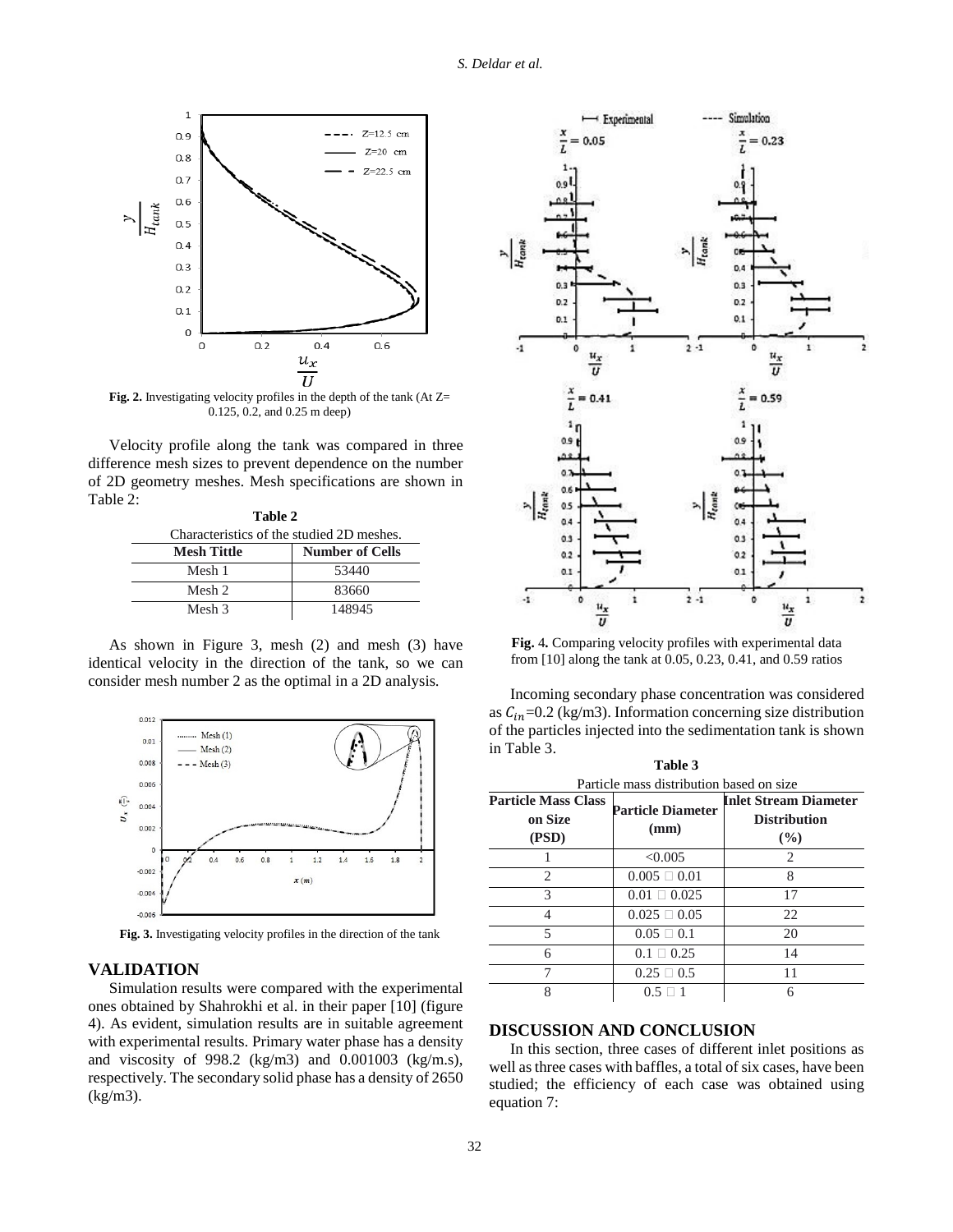Fig. 2. Investigating velocity profiles in the depth of the tank (At Z= 0.125, 0.2, and 0.25 m deep)

Velocity profile along the tank was compared in three difference mesh sizes to prevent dependence on the number of 2D geometry meshes. Mesh specifications are shown in Table 2:

**Table 2**

Characteristics of the studied 2D meshes.

| Mesh Tittle | Number of Cells |
|---|---|
| Mesh 1 | 53440 |
| Mesh 2 | 83660 |
| Mesh 3 | 148945 |

As shown in Figure 3, mesh (2) and mesh (3) have identical velocity in the direction of the tank, so we can consider mesh number 2 as the optimal in a 2D analysis.

**Fig. 3.** Investigating velocity profiles in the direction of the tank

## VALIDATION

Simulation results were compared with the experimental ones obtained by Shahrokhi et al. in their paper [10] (figure 4). As evident, simulation results are in suitable agreement with experimental results. Primary water phase has a density and viscosity of 998.2 (kg/m3) and 0.001003 (kg/m.s), respectively. The secondary solid phase has a density of 2650 (kg/m3).

**Fig. 4.** Comparing velocity profiles with experimental data from [10] along the tank at 0.05, 0.23, 0.41, and 0.59 ratios

Incoming secondary phase concentration was considered as $C_{in}$=0.2 (kg/m3). Information concerning size distribution of the particles injected into the sedimentation tank is shown in Table 3.

**Table 3**

Particle mass distribution based on size

| Particle Mass Class on Size (PSD) | Particle Diameter (mm) | Inlet Stream Diameter Distribution (%) |
|---|---|---|
| 1 | <0.005 | 2 |
| 2 | 0.005 – 0.01 | 8 |
| 3 | 0.01 – 0.025 | 17 |
| 4 | 0.025 – 0.05 | 22 |
| 5 | 0.05 – 0.1 | 20 |
| 6 | 0.1 – 0.25 | 14 |
| 7 | 0.25 – 0.5 | 11 |
| 8 | 0.5 – 1 | 6 |

## DISCUSSION AND CONCLUSION

In this section, three cases of different inlet positions as well as three cases with baffles, a total of six cases, have been studied; the efficiency of each case was obtained using equation 7: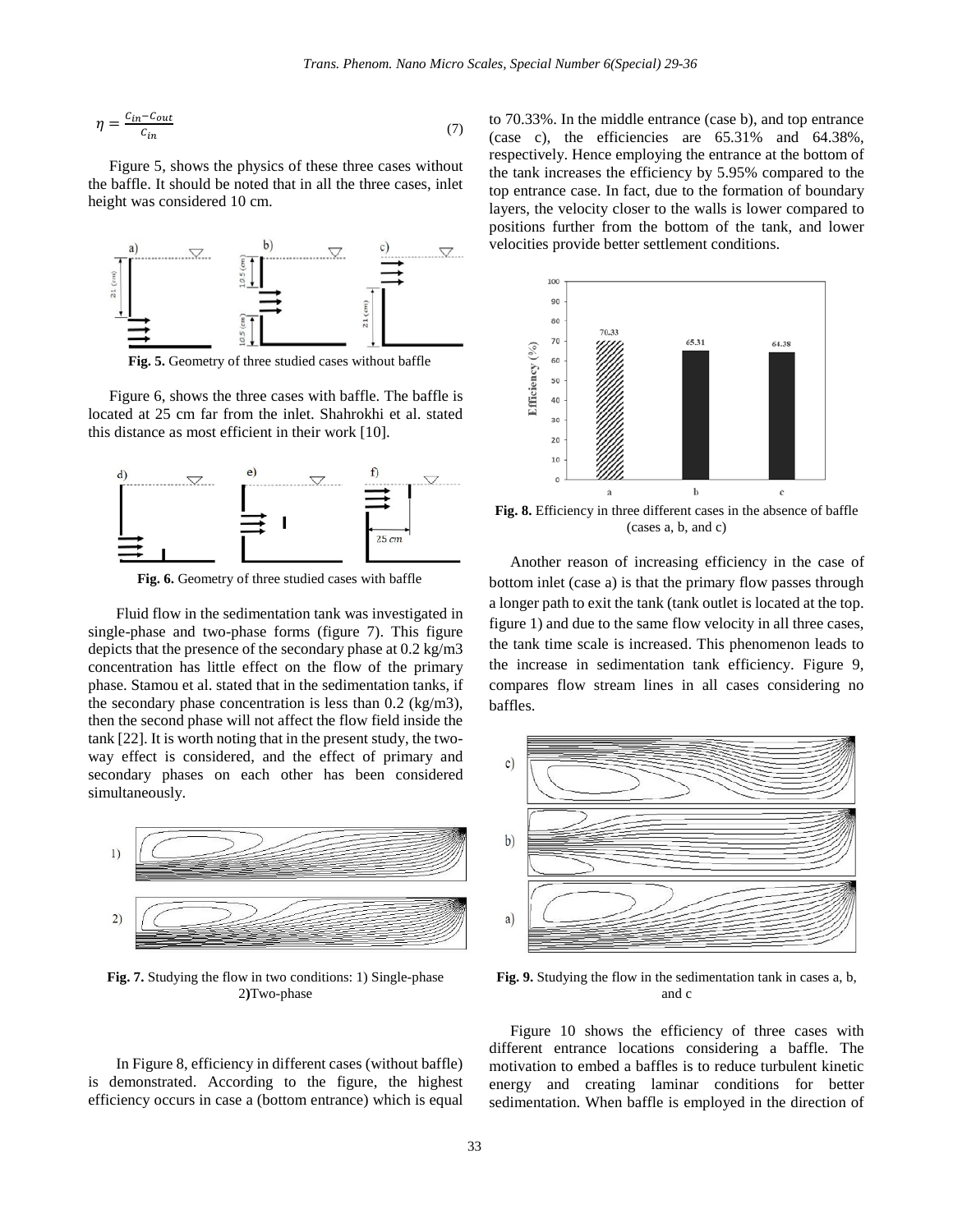$$\eta = \frac{c_{in} - c_{out}}{c_{in}} \tag{7}$$

Figure 5, shows the physics of these three cases without the baffle. It should be noted that in all the three cases, inlet height was considered 10 cm.

**Fig. 5.** Geometry of three studied cases without baffle

Figure 6, shows the three cases with baffle. The baffle is located at 25 cm far from the inlet. Shahrokhi et al. stated this distance as most efficient in their work [10].

**Fig. 6.** Geometry of three studied cases with baffle

Fluid flow in the sedimentation tank was investigated in single-phase and two-phase forms (figure 7). This figure depicts that the presence of the secondary phase at 0.2 kg/m3 concentration has little effect on the flow of the primary phase. Stamou et al. stated that in the sedimentation tanks, if the secondary phase concentration is less than 0.2 (kg/m3), then the second phase will not affect the flow field inside the tank [22]. It is worth noting that in the present study, the two-way effect is considered, and the effect of primary and secondary phases on each other has been considered simultaneously.

**Fig. 7.** Studying the flow in two conditions: 1) Single-phase 2**)**Two-phase

In Figure 8, efficiency in different cases (without baffle) is demonstrated. According to the figure, the highest efficiency occurs in case a (bottom entrance) which is equal to 70.33%. In the middle entrance (case b), and top entrance (case c), the efficiencies are 65.31% and 64.38%, respectively. Hence employing the entrance at the bottom of the tank increases the efficiency by 5.95% compared to the top entrance case. In fact, due to the formation of boundary layers, the velocity closer to the walls is lower compared to positions further from the bottom of the tank, and lower velocities provide better settlement conditions.

**Fig. 8.** Efficiency in three different cases in the absence of baffle (cases a, b, and c)

Another reason of increasing efficiency in the case of bottom inlet (case a) is that the primary flow passes through a longer path to exit the tank (tank outlet is located at the top. figure 1) and due to the same flow velocity in all three cases, the tank time scale is increased. This phenomenon leads to the increase in sedimentation tank efficiency. Figure 9, compares flow stream lines in all cases considering no baffles.

**Fig. 9.** Studying the flow in the sedimentation tank in cases a, b, and c

Figure 10 shows the efficiency of three cases with different entrance locations considering a baffle. The motivation to embed a baffles is to reduce turbulent kinetic energy and creating laminar conditions for better sedimentation. When baffle is employed in the direction of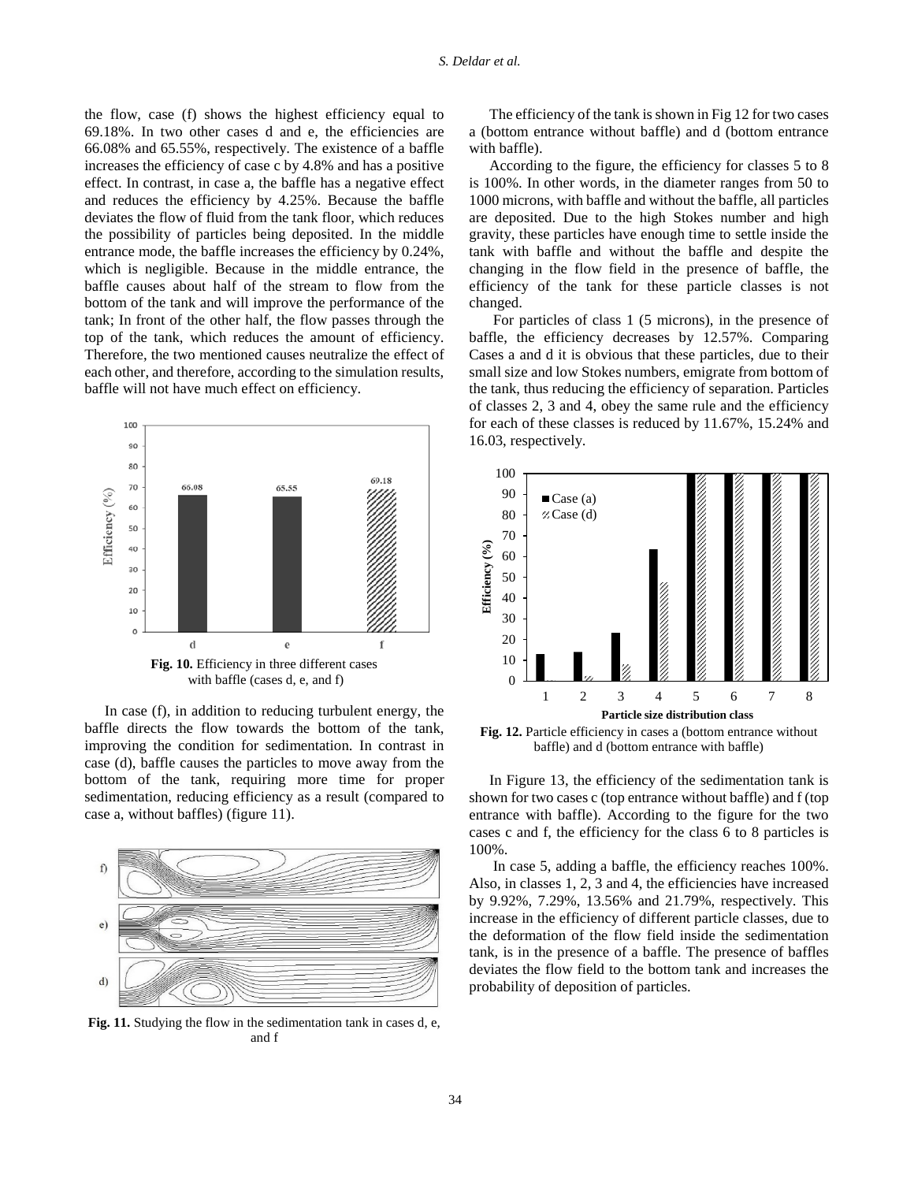the flow, case (f) shows the highest efficiency equal to 69.18%. In two other cases d and e, the efficiencies are 66.08% and 65.55%, respectively. The existence of a baffle increases the efficiency of case c by 4.8% and has a positive effect. In contrast, in case a, the baffle has a negative effect and reduces the efficiency by 4.25%. Because the baffle deviates the flow of fluid from the tank floor, which reduces the possibility of particles being deposited. In the middle entrance mode, the baffle increases the efficiency by 0.24%, which is negligible. Because in the middle entrance, the baffle causes about half of the stream to flow from the bottom of the tank and will improve the performance of the tank; In front of the other half, the flow passes through the top of the tank, which reduces the amount of efficiency. Therefore, the two mentioned causes neutralize the effect of each other, and therefore, according to the simulation results, baffle will not have much effect on efficiency.

**Fig. 10.** Efficiency in three different cases with baffle (cases d, e, and f)

In case (f), in addition to reducing turbulent energy, the baffle directs the flow towards the bottom of the tank, improving the condition for sedimentation. In contrast in case (d), baffle causes the particles to move away from the bottom of the tank, requiring more time for proper sedimentation, reducing efficiency as a result (compared to case a, without baffles) (figure 11).

**Fig. 11.** Studying the flow in the sedimentation tank in cases d, e, and f

The efficiency of the tank is shown in Fig 12 for two cases a (bottom entrance without baffle) and d (bottom entrance with baffle).

According to the figure, the efficiency for classes 5 to 8 is 100%. In other words, in the diameter ranges from 50 to 1000 microns, with baffle and without the baffle, all particles are deposited. Due to the high Stokes number and high gravity, these particles have enough time to settle inside the tank with baffle and without the baffle and despite the changing in the flow field in the presence of baffle, the efficiency of the tank for these particle classes is not changed.

For particles of class 1 (5 microns), in the presence of baffle, the efficiency decreases by 12.57%. Comparing Cases a and d it is obvious that these particles, due to their small size and low Stokes numbers, emigrate from bottom of the tank, thus reducing the efficiency of separation. Particles of classes 2, 3 and 4, obey the same rule and the efficiency for each of these classes is reduced by 11.67%, 15.24% and 16.03, respectively.

**Fig. 12.** Particle efficiency in cases a (bottom entrance without baffle) and d (bottom entrance with baffle)

In Figure 13, the efficiency of the sedimentation tank is shown for two cases c (top entrance without baffle) and f (top entrance with baffle). According to the figure for the two cases c and f, the efficiency for the class 6 to 8 particles is 100%.

In case 5, adding a baffle, the efficiency reaches 100%. Also, in classes 1, 2, 3 and 4, the efficiencies have increased by 9.92%, 7.29%, 13.56% and 21.79%, respectively. This increase in the efficiency of different particle classes, due to the deformation of the flow field inside the sedimentation tank, is in the presence of a baffle. The presence of baffles deviates the flow field to the bottom tank and increases the probability of deposition of particles.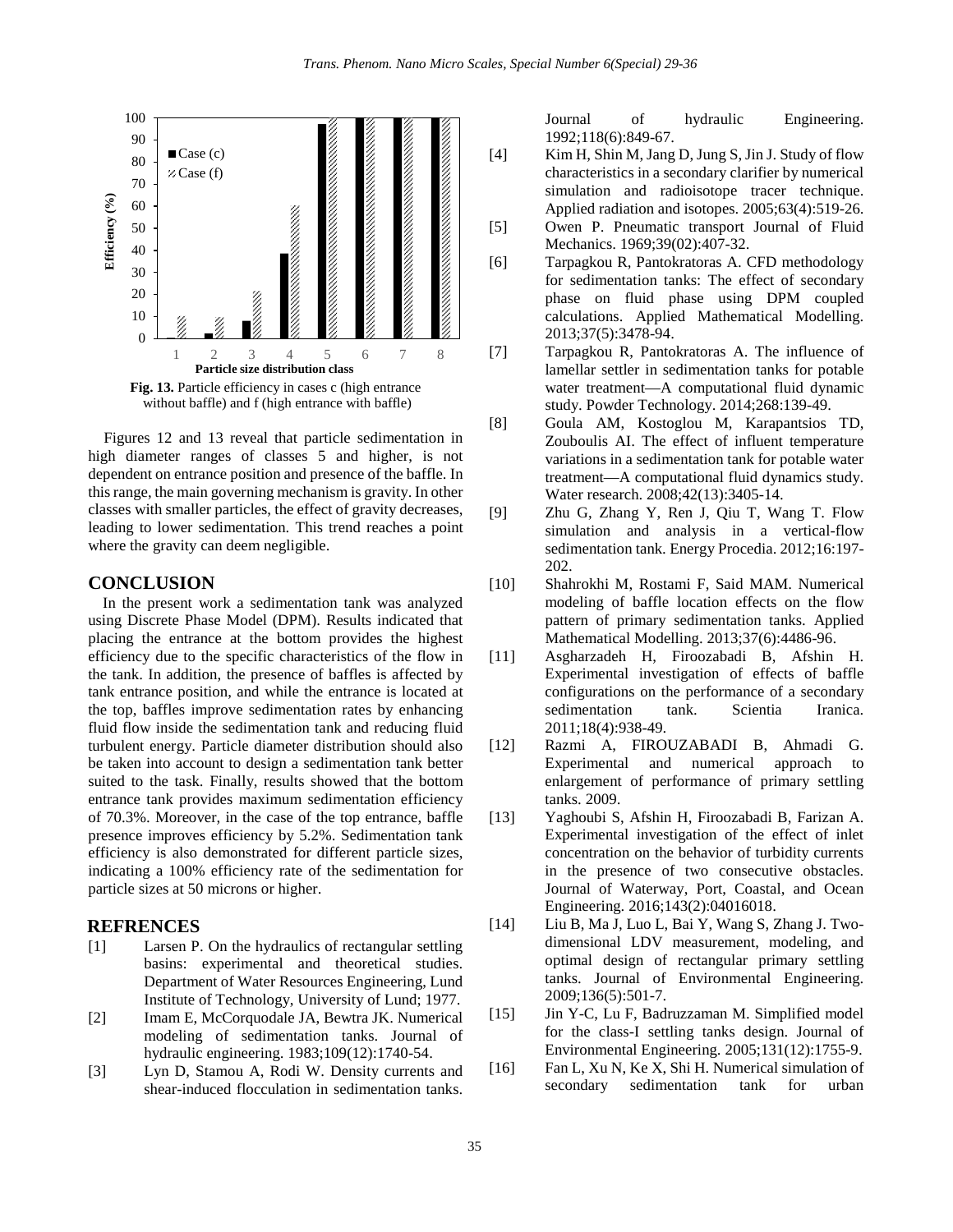Fig. 13. Particle efficiency in cases c (high entrance without baffle) and f (high entrance with baffle)

Figures 12 and 13 reveal that particle sedimentation in high diameter ranges of classes 5 and higher, is not dependent on entrance position and presence of the baffle. In this range, the main governing mechanism is gravity. In other classes with smaller particles, the effect of gravity decreases, leading to lower sedimentation. This trend reaches a point where the gravity can deem negligible.

## CONCLUSION

In the present work a sedimentation tank was analyzed using Discrete Phase Model (DPM). Results indicated that placing the entrance at the bottom provides the highest efficiency due to the specific characteristics of the flow in the tank. In addition, the presence of baffles is affected by tank entrance position, and while the entrance is located at the top, baffles improve sedimentation rates by enhancing fluid flow inside the sedimentation tank and reducing fluid turbulent energy. Particle diameter distribution should also be taken into account to design a sedimentation tank better suited to the task. Finally, results showed that the bottom entrance tank provides maximum sedimentation efficiency of 70.3%. Moreover, in the case of the top entrance, baffle presence improves efficiency by 5.2%. Sedimentation tank efficiency is also demonstrated for different particle sizes, indicating a 100% efficiency rate of the sedimentation for particle sizes at 50 microns or higher.

## REFRENCES

[1] Larsen P. On the hydraulics of rectangular settling basins: experimental and theoretical studies. Department of Water Resources Engineering, Lund Institute of Technology, University of Lund; 1977.

[2] Imam E, McCorquodale JA, Bewtra JK. Numerical modeling of sedimentation tanks. Journal of hydraulic engineering. 1983;109(12):1740-54.

[3] Lyn D, Stamou A, Rodi W. Density currents and shear-induced flocculation in sedimentation tanks. Journal of hydraulic Engineering. 1992;118(6):849-67.

[4] Kim H, Shin M, Jang D, Jung S, Jin J. Study of flow characteristics in a secondary clarifier by numerical simulation and radioisotope tracer technique. Applied radiation and isotopes. 2005;63(4):519-26.

[5] Owen P. Pneumatic transport Journal of Fluid Mechanics. 1969;39(02):407-32.

[6] Tarpagkou R, Pantokratoras A. CFD methodology for sedimentation tanks: The effect of secondary phase on fluid phase using DPM coupled calculations. Applied Mathematical Modelling. 2013;37(5):3478-94.

[7] Tarpagkou R, Pantokratoras A. The influence of lamellar settler in sedimentation tanks for potable water treatment—A computational fluid dynamic study. Powder Technology. 2014;268:139-49.

[8] Goula AM, Kostoglou M, Karapantsios TD, Zouboulis AI. The effect of influent temperature variations in a sedimentation tank for potable water treatment—A computational fluid dynamics study. Water research. 2008;42(13):3405-14.

[9] Zhu G, Zhang Y, Ren J, Qiu T, Wang T. Flow simulation and analysis in a vertical-flow sedimentation tank. Energy Procedia. 2012;16:197-202.

[10] Shahrokhi M, Rostami F, Said MAM. Numerical modeling of baffle location effects on the flow pattern of primary sedimentation tanks. Applied Mathematical Modelling. 2013;37(6):4486-96.

[11] Asgharzadeh H, Firoozabadi B, Afshin H. Experimental investigation of effects of baffle configurations on the performance of a secondary sedimentation tank. Scientia Iranica. 2011;18(4):938-49.

[12] Razmi A, FIROUZABADI B, Ahmadi G. Experimental and numerical approach to enlargement of performance of primary settling tanks. 2009.

[13] Yaghoubi S, Afshin H, Firoozabadi B, Farizan A. Experimental investigation of the effect of inlet concentration on the behavior of turbidity currents in the presence of two consecutive obstacles. Journal of Waterway, Port, Coastal, and Ocean Engineering. 2016;143(2):04016018.

[14] Liu B, Ma J, Luo L, Bai Y, Wang S, Zhang J. Two-dimensional LDV measurement, modeling, and optimal design of rectangular primary settling tanks. Journal of Environmental Engineering. 2009;136(5):501-7.

[15] Jin Y-C, Lu F, Badruzzaman M. Simplified model for the class-I settling tanks design. Journal of Environmental Engineering. 2005;131(12):1755-9.

[16] Fan L, Xu N, Ke X, Shi H. Numerical simulation of secondary sedimentation tank for urban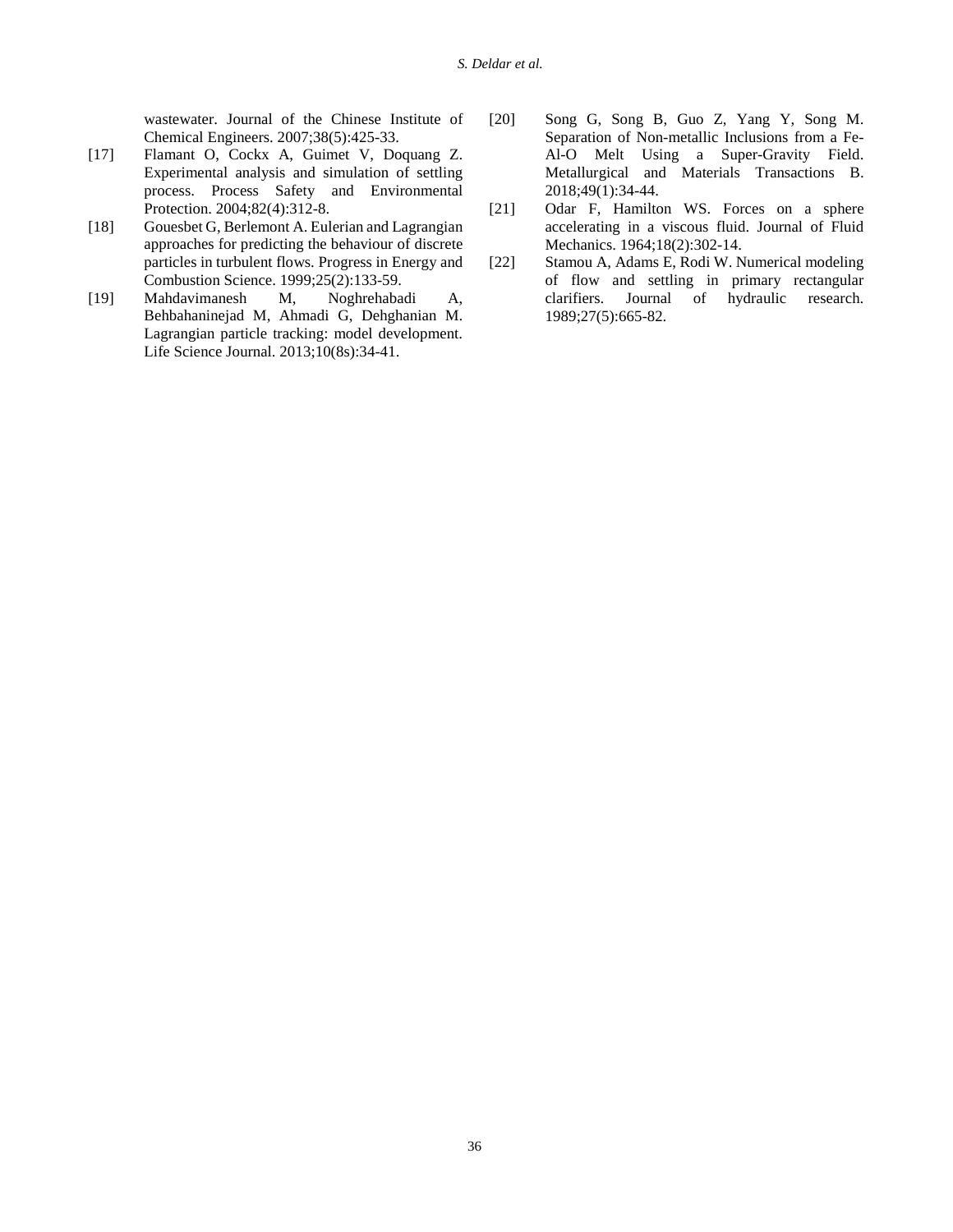wastewater. Journal of the Chinese Institute of Chemical Engineers. 2007;38(5):425-33.

[17] Flamant O, Cockx A, Guimet V, Doquang Z. Experimental analysis and simulation of settling process. Process Safety and Environmental Protection. 2004;82(4):312-8.

[18] Gouesbet G, Berlemont A. Eulerian and Lagrangian approaches for predicting the behaviour of discrete particles in turbulent flows. Progress in Energy and Combustion Science. 1999;25(2):133-59.

[19] Mahdavimanesh M, Noghrehabadi A, Behbahaninejad M, Ahmadi G, Dehghanian M. Lagrangian particle tracking: model development. Life Science Journal. 2013;10(8s):34-41.

[20] Song G, Song B, Guo Z, Yang Y, Song M. Separation of Non-metallic Inclusions from a Fe-Al-O Melt Using a Super-Gravity Field. Metallurgical and Materials Transactions B. 2018;49(1):34-44.

[21] Odar F, Hamilton WS. Forces on a sphere accelerating in a viscous fluid. Journal of Fluid Mechanics. 1964;18(2):302-14.

[22] Stamou A, Adams E, Rodi W. Numerical modeling of flow and settling in primary rectangular clarifiers. Journal of hydraulic research. 1989;27(5):665-82.